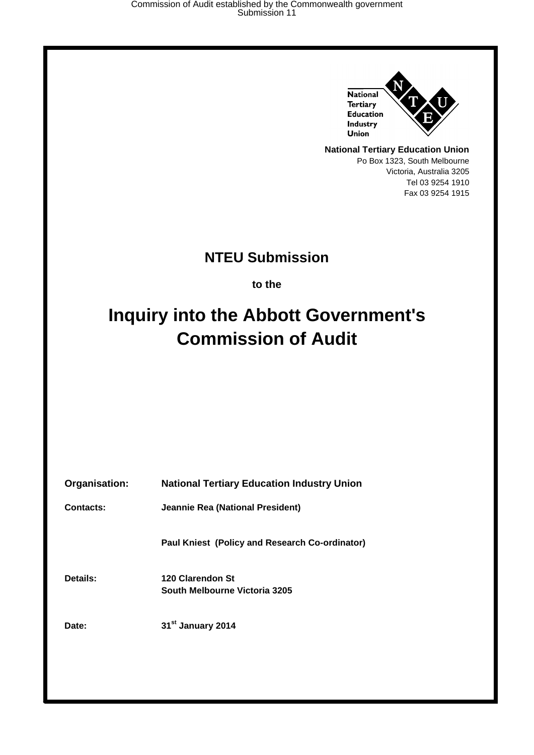National Tertiary Education Industry Union

**National Tertiary Education Union**
Po Box 1323, South Melbourne
Victoria, Australia 3205
Tel 03 9254 1910
Fax 03 9254 1915

# NTEU Submission

**to the**

# Inquiry into the Abbott Government's Commission of Audit

**Organisation:** National Tertiary Education Industry Union

**Contacts:** Jeannie Rea (National President)

Paul Kniest (Policy and Research Co-ordinator)

**Details:** 120 Clarendon St
South Melbourne Victoria 3205

**Date:** 31st January 2014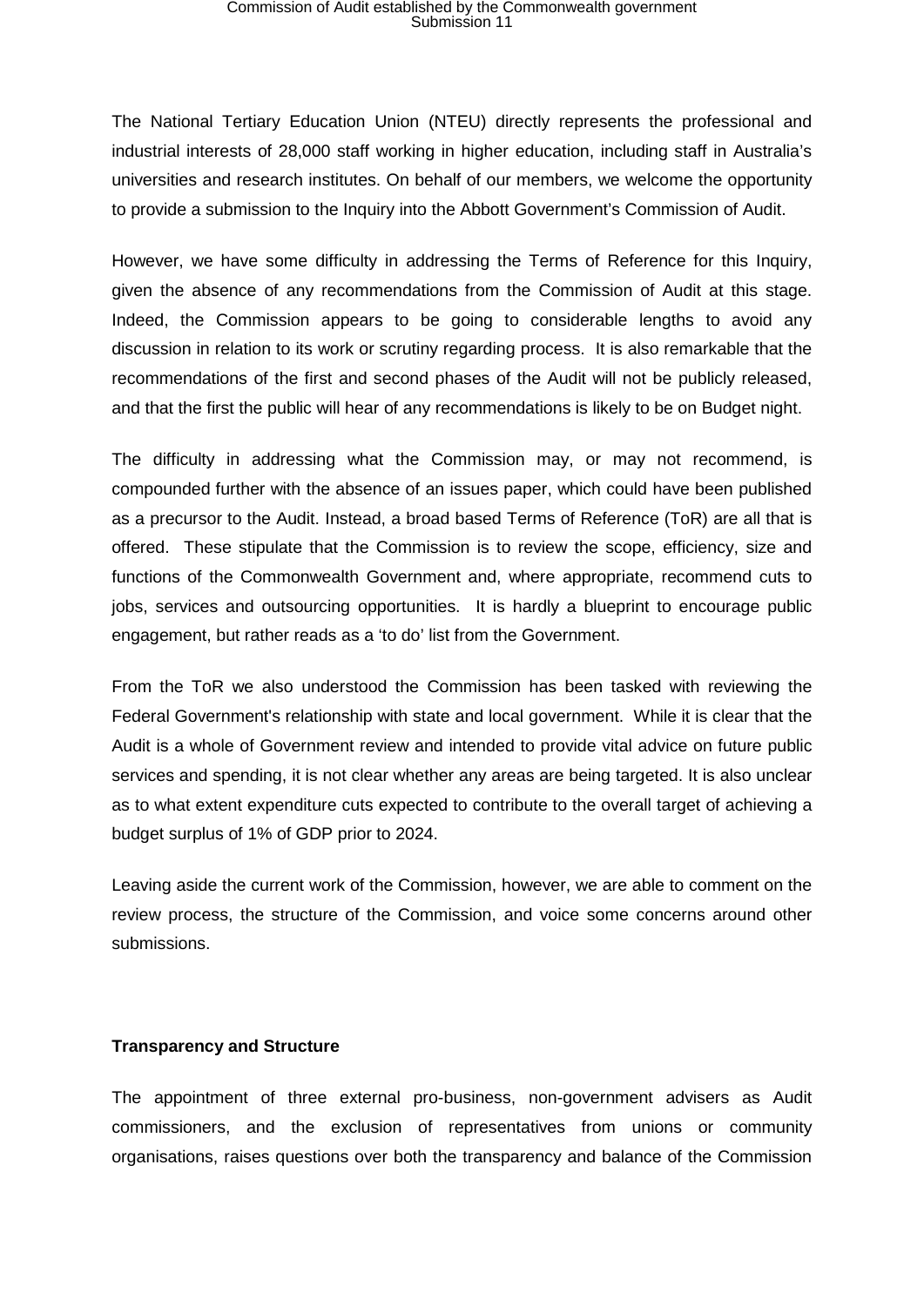The National Tertiary Education Union (NTEU) directly represents the professional and industrial interests of 28,000 staff working in higher education, including staff in Australia's universities and research institutes. On behalf of our members, we welcome the opportunity to provide a submission to the Inquiry into the Abbott Government's Commission of Audit.

However, we have some difficulty in addressing the Terms of Reference for this Inquiry, given the absence of any recommendations from the Commission of Audit at this stage. Indeed, the Commission appears to be going to considerable lengths to avoid any discussion in relation to its work or scrutiny regarding process. It is also remarkable that the recommendations of the first and second phases of the Audit will not be publicly released, and that the first the public will hear of any recommendations is likely to be on Budget night.

The difficulty in addressing what the Commission may, or may not recommend, is compounded further with the absence of an issues paper, which could have been published as a precursor to the Audit. Instead, a broad based Terms of Reference (ToR) are all that is offered. These stipulate that the Commission is to review the scope, efficiency, size and functions of the Commonwealth Government and, where appropriate, recommend cuts to jobs, services and outsourcing opportunities. It is hardly a blueprint to encourage public engagement, but rather reads as a 'to do' list from the Government.

From the ToR we also understood the Commission has been tasked with reviewing the Federal Government's relationship with state and local government. While it is clear that the Audit is a whole of Government review and intended to provide vital advice on future public services and spending, it is not clear whether any areas are being targeted. It is also unclear as to what extent expenditure cuts expected to contribute to the overall target of achieving a budget surplus of 1% of GDP prior to 2024.

Leaving aside the current work of the Commission, however, we are able to comment on the review process, the structure of the Commission, and voice some concerns around other submissions.

**Transparency and Structure**

The appointment of three external pro-business, non-government advisers as Audit commissioners, and the exclusion of representatives from unions or community organisations, raises questions over both the transparency and balance of the Commission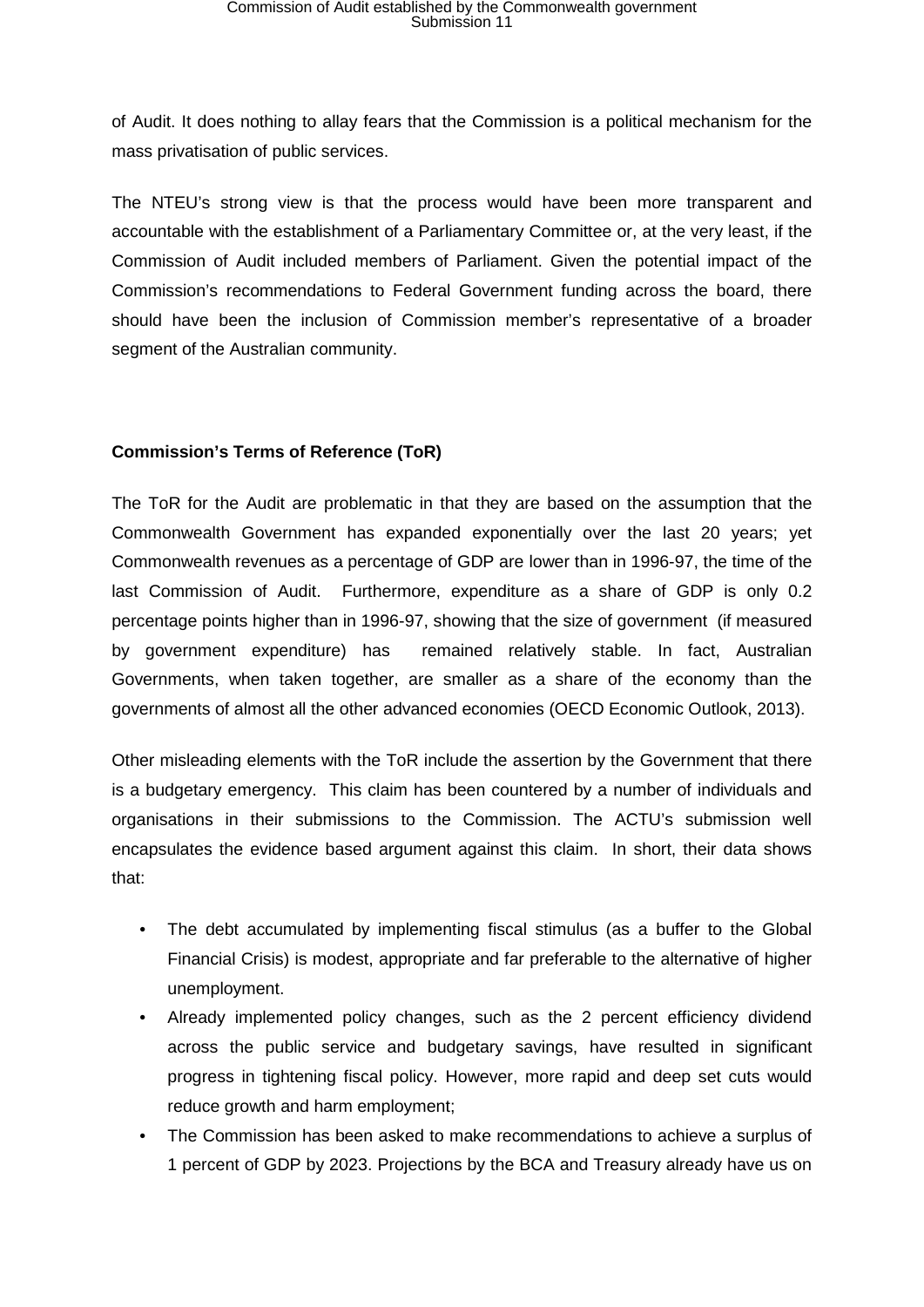of Audit. It does nothing to allay fears that the Commission is a political mechanism for the mass privatisation of public services.

The NTEU's strong view is that the process would have been more transparent and accountable with the establishment of a Parliamentary Committee or, at the very least, if the Commission of Audit included members of Parliament. Given the potential impact of the Commission's recommendations to Federal Government funding across the board, there should have been the inclusion of Commission member's representative of a broader segment of the Australian community.

**Commission's Terms of Reference (ToR)**

The ToR for the Audit are problematic in that they are based on the assumption that the Commonwealth Government has expanded exponentially over the last 20 years; yet Commonwealth revenues as a percentage of GDP are lower than in 1996-97, the time of the last Commission of Audit. Furthermore, expenditure as a share of GDP is only 0.2 percentage points higher than in 1996-97, showing that the size of government (if measured by government expenditure) has remained relatively stable. In fact, Australian Governments, when taken together, are smaller as a share of the economy than the governments of almost all the other advanced economies (OECD Economic Outlook, 2013).

Other misleading elements with the ToR include the assertion by the Government that there is a budgetary emergency. This claim has been countered by a number of individuals and organisations in their submissions to the Commission. The ACTU's submission well encapsulates the evidence based argument against this claim. In short, their data shows that:

- The debt accumulated by implementing fiscal stimulus (as a buffer to the Global Financial Crisis) is modest, appropriate and far preferable to the alternative of higher unemployment.
- Already implemented policy changes, such as the 2 percent efficiency dividend across the public service and budgetary savings, have resulted in significant progress in tightening fiscal policy. However, more rapid and deep set cuts would reduce growth and harm employment;
- The Commission has been asked to make recommendations to achieve a surplus of 1 percent of GDP by 2023. Projections by the BCA and Treasury already have us on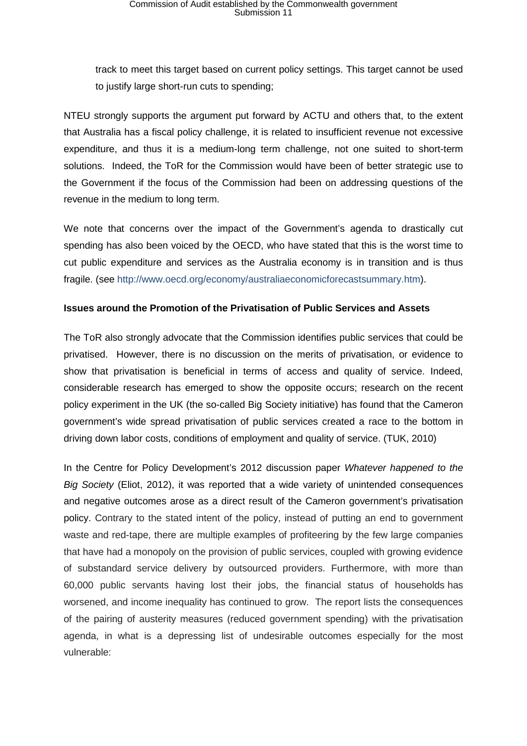track to meet this target based on current policy settings. This target cannot be used to justify large short-run cuts to spending;

NTEU strongly supports the argument put forward by ACTU and others that, to the extent that Australia has a fiscal policy challenge, it is related to insufficient revenue not excessive expenditure, and thus it is a medium-long term challenge, not one suited to short-term solutions. Indeed, the ToR for the Commission would have been of better strategic use to the Government if the focus of the Commission had been on addressing questions of the revenue in the medium to long term.

We note that concerns over the impact of the Government's agenda to drastically cut spending has also been voiced by the OECD, who have stated that this is the worst time to cut public expenditure and services as the Australia economy is in transition and is thus fragile. (see http://www.oecd.org/economy/australiaeconomicforecastsummary.htm).

**Issues around the Promotion of the Privatisation of Public Services and Assets**

The ToR also strongly advocate that the Commission identifies public services that could be privatised. However, there is no discussion on the merits of privatisation, or evidence to show that privatisation is beneficial in terms of access and quality of service. Indeed, considerable research has emerged to show the opposite occurs; research on the recent policy experiment in the UK (the so-called Big Society initiative) has found that the Cameron government's wide spread privatisation of public services created a race to the bottom in driving down labor costs, conditions of employment and quality of service. (TUK, 2010)

In the Centre for Policy Development's 2012 discussion paper *Whatever happened to the Big Society* (Eliot, 2012), it was reported that a wide variety of unintended consequences and negative outcomes arose as a direct result of the Cameron government's privatisation policy. Contrary to the stated intent of the policy, instead of putting an end to government waste and red-tape, there are multiple examples of profiteering by the few large companies that have had a monopoly on the provision of public services, coupled with growing evidence of substandard service delivery by outsourced providers. Furthermore, with more than 60,000 public servants having lost their jobs, the financial status of households has worsened, and income inequality has continued to grow. The report lists the consequences of the pairing of austerity measures (reduced government spending) with the privatisation agenda, in what is a depressing list of undesirable outcomes especially for the most vulnerable: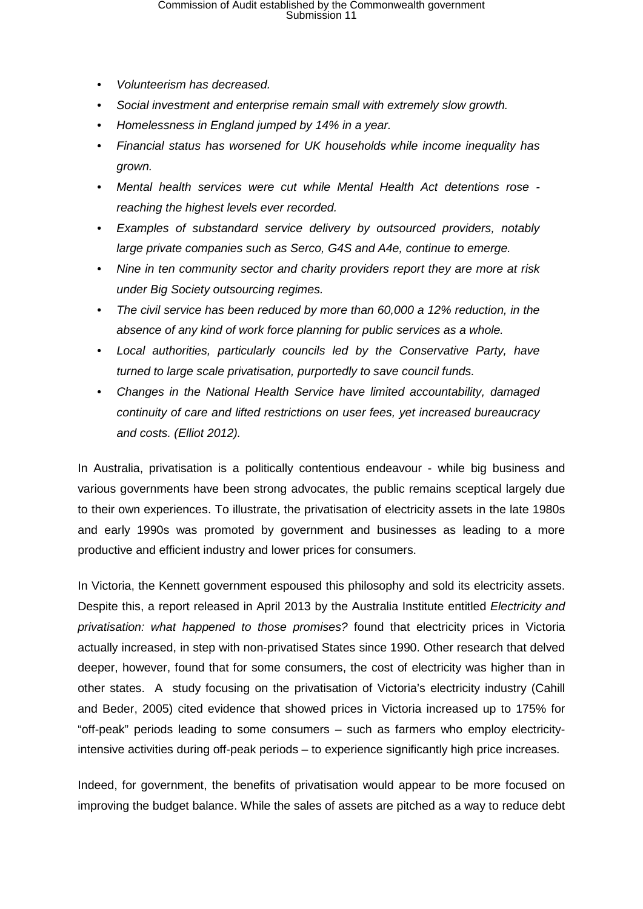- *Volunteerism has decreased.*
- *Social investment and enterprise remain small with extremely slow growth.*
- *Homelessness in England jumped by 14% in a year.*
- *Financial status has worsened for UK households while income inequality has grown.*
- *Mental health services were cut while Mental Health Act detentions rose - reaching the highest levels ever recorded.*
- *Examples of substandard service delivery by outsourced providers, notably large private companies such as Serco, G4S and A4e, continue to emerge.*
- *Nine in ten community sector and charity providers report they are more at risk under Big Society outsourcing regimes.*
- *The civil service has been reduced by more than 60,000 a 12% reduction, in the absence of any kind of work force planning for public services as a whole.*
- *Local authorities, particularly councils led by the Conservative Party, have turned to large scale privatisation, purportedly to save council funds.*
- *Changes in the National Health Service have limited accountability, damaged continuity of care and lifted restrictions on user fees, yet increased bureaucracy and costs. (Elliot 2012).*

In Australia, privatisation is a politically contentious endeavour - while big business and various governments have been strong advocates, the public remains sceptical largely due to their own experiences. To illustrate, the privatisation of electricity assets in the late 1980s and early 1990s was promoted by government and businesses as leading to a more productive and efficient industry and lower prices for consumers.

In Victoria, the Kennett government espoused this philosophy and sold its electricity assets. Despite this, a report released in April 2013 by the Australia Institute entitled *Electricity and privatisation: what happened to those promises?* found that electricity prices in Victoria actually increased, in step with non-privatised States since 1990. Other research that delved deeper, however, found that for some consumers, the cost of electricity was higher than in other states. A study focusing on the privatisation of Victoria's electricity industry (Cahill and Beder, 2005) cited evidence that showed prices in Victoria increased up to 175% for "off-peak" periods leading to some consumers – such as farmers who employ electricity-intensive activities during off-peak periods – to experience significantly high price increases.

Indeed, for government, the benefits of privatisation would appear to be more focused on improving the budget balance. While the sales of assets are pitched as a way to reduce debt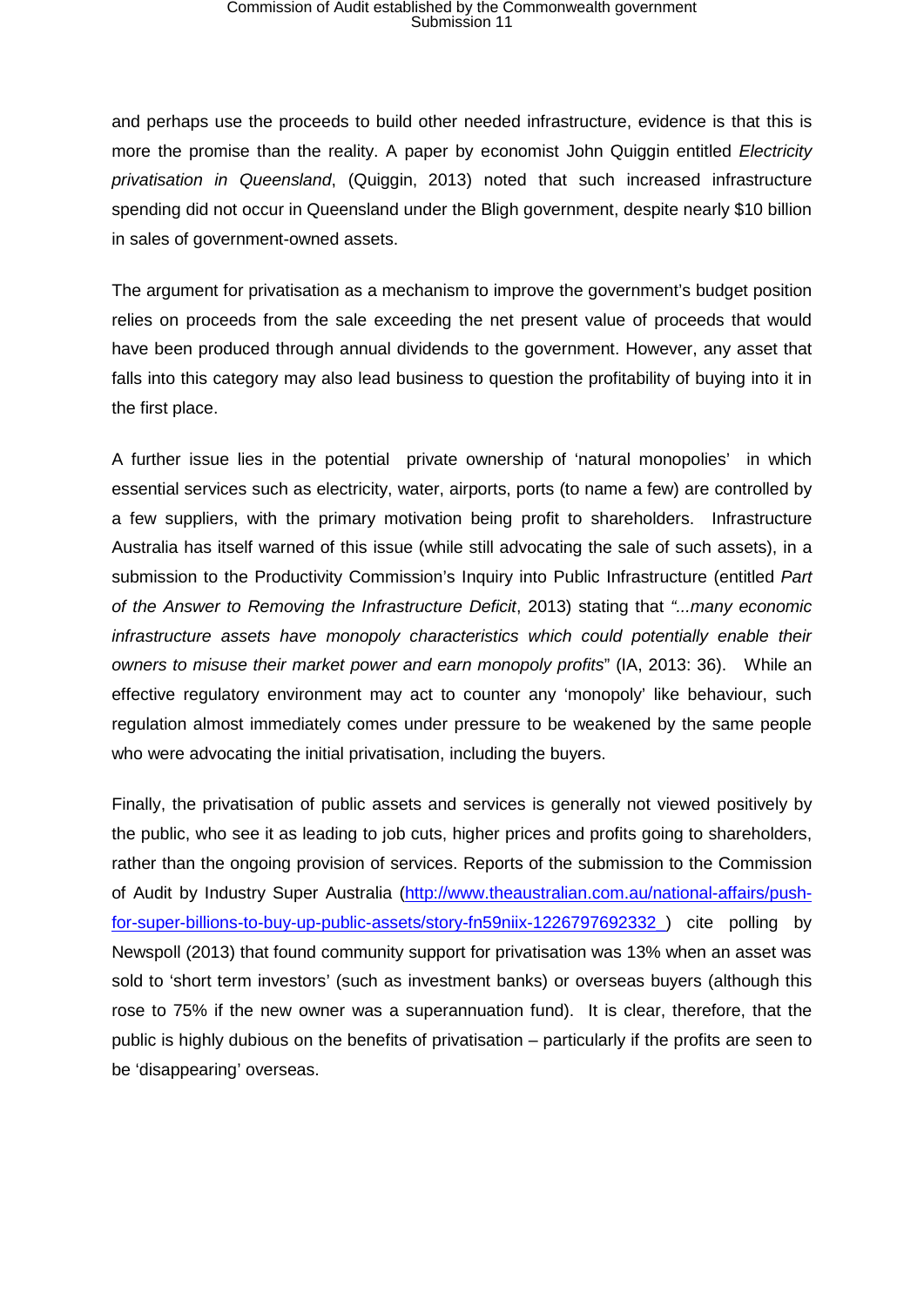and perhaps use the proceeds to build other needed infrastructure, evidence is that this is more the promise than the reality. A paper by economist John Quiggin entitled *Electricity privatisation in Queensland*, (Quiggin, 2013) noted that such increased infrastructure spending did not occur in Queensland under the Bligh government, despite nearly $10 billion in sales of government-owned assets.

The argument for privatisation as a mechanism to improve the government's budget position relies on proceeds from the sale exceeding the net present value of proceeds that would have been produced through annual dividends to the government. However, any asset that falls into this category may also lead business to question the profitability of buying into it in the first place.

A further issue lies in the potential private ownership of 'natural monopolies' in which essential services such as electricity, water, airports, ports (to name a few) are controlled by a few suppliers, with the primary motivation being profit to shareholders. Infrastructure Australia has itself warned of this issue (while still advocating the sale of such assets), in a submission to the Productivity Commission's Inquiry into Public Infrastructure (entitled *Part of the Answer to Removing the Infrastructure Deficit*, 2013) stating that *"...many economic infrastructure assets have monopoly characteristics which could potentially enable their owners to misuse their market power and earn monopoly profits*" (IA, 2013: 36). While an effective regulatory environment may act to counter any 'monopoly' like behaviour, such regulation almost immediately comes under pressure to be weakened by the same people who were advocating the initial privatisation, including the buyers.

Finally, the privatisation of public assets and services is generally not viewed positively by the public, who see it as leading to job cuts, higher prices and profits going to shareholders, rather than the ongoing provision of services. Reports of the submission to the Commission of Audit by Industry Super Australia (http://www.theaustralian.com.au/national-affairs/push-for-super-billions-to-buy-up-public-assets/story-fn59niix-1226797692332 ) cite polling by Newspoll (2013) that found community support for privatisation was 13% when an asset was sold to 'short term investors' (such as investment banks) or overseas buyers (although this rose to 75% if the new owner was a superannuation fund). It is clear, therefore, that the public is highly dubious on the benefits of privatisation – particularly if the profits are seen to be 'disappearing' overseas.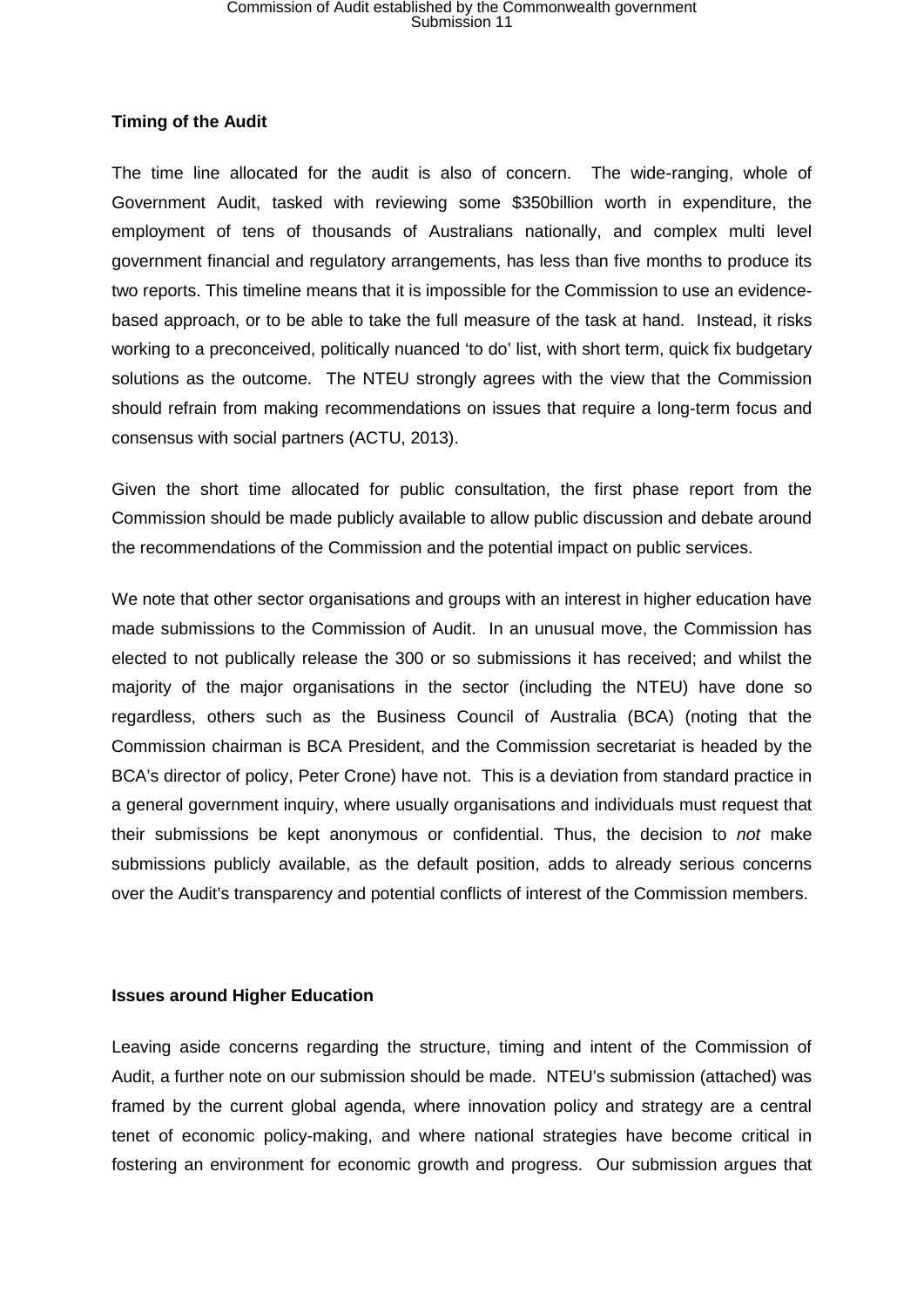**Timing of the Audit**

The time line allocated for the audit is also of concern. The wide-ranging, whole of Government Audit, tasked with reviewing some $350billion worth in expenditure, the employment of tens of thousands of Australians nationally, and complex multi level government financial and regulatory arrangements, has less than five months to produce its two reports. This timeline means that it is impossible for the Commission to use an evidence-based approach, or to be able to take the full measure of the task at hand. Instead, it risks working to a preconceived, politically nuanced 'to do' list, with short term, quick fix budgetary solutions as the outcome. The NTEU strongly agrees with the view that the Commission should refrain from making recommendations on issues that require a long-term focus and consensus with social partners (ACTU, 2013).

Given the short time allocated for public consultation, the first phase report from the Commission should be made publicly available to allow public discussion and debate around the recommendations of the Commission and the potential impact on public services.

We note that other sector organisations and groups with an interest in higher education have made submissions to the Commission of Audit. In an unusual move, the Commission has elected to not publically release the 300 or so submissions it has received; and whilst the majority of the major organisations in the sector (including the NTEU) have done so regardless, others such as the Business Council of Australia (BCA) (noting that the Commission chairman is BCA President, and the Commission secretariat is headed by the BCA's director of policy, Peter Crone) have not. This is a deviation from standard practice in a general government inquiry, where usually organisations and individuals must request that their submissions be kept anonymous or confidential. Thus, the decision to *not* make submissions publicly available, as the default position, adds to already serious concerns over the Audit's transparency and potential conflicts of interest of the Commission members.

**Issues around Higher Education**

Leaving aside concerns regarding the structure, timing and intent of the Commission of Audit, a further note on our submission should be made. NTEU's submission (attached) was framed by the current global agenda, where innovation policy and strategy are a central tenet of economic policy-making, and where national strategies have become critical in fostering an environment for economic growth and progress. Our submission argues that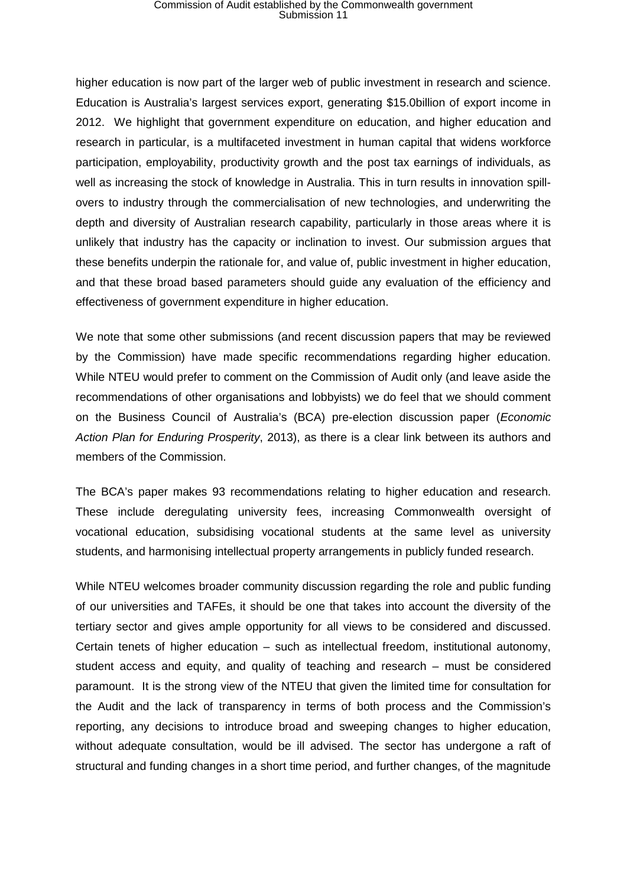higher education is now part of the larger web of public investment in research and science. Education is Australia's largest services export, generating $15.0billion of export income in 2012. We highlight that government expenditure on education, and higher education and research in particular, is a multifaceted investment in human capital that widens workforce participation, employability, productivity growth and the post tax earnings of individuals, as well as increasing the stock of knowledge in Australia. This in turn results in innovation spill-overs to industry through the commercialisation of new technologies, and underwriting the depth and diversity of Australian research capability, particularly in those areas where it is unlikely that industry has the capacity or inclination to invest. Our submission argues that these benefits underpin the rationale for, and value of, public investment in higher education, and that these broad based parameters should guide any evaluation of the efficiency and effectiveness of government expenditure in higher education.

We note that some other submissions (and recent discussion papers that may be reviewed by the Commission) have made specific recommendations regarding higher education. While NTEU would prefer to comment on the Commission of Audit only (and leave aside the recommendations of other organisations and lobbyists) we do feel that we should comment on the Business Council of Australia's (BCA) pre-election discussion paper (*Economic Action Plan for Enduring Prosperity*, 2013), as there is a clear link between its authors and members of the Commission.

The BCA's paper makes 93 recommendations relating to higher education and research. These include deregulating university fees, increasing Commonwealth oversight of vocational education, subsidising vocational students at the same level as university students, and harmonising intellectual property arrangements in publicly funded research.

While NTEU welcomes broader community discussion regarding the role and public funding of our universities and TAFEs, it should be one that takes into account the diversity of the tertiary sector and gives ample opportunity for all views to be considered and discussed. Certain tenets of higher education – such as intellectual freedom, institutional autonomy, student access and equity, and quality of teaching and research – must be considered paramount. It is the strong view of the NTEU that given the limited time for consultation for the Audit and the lack of transparency in terms of both process and the Commission's reporting, any decisions to introduce broad and sweeping changes to higher education, without adequate consultation, would be ill advised. The sector has undergone a raft of structural and funding changes in a short time period, and further changes, of the magnitude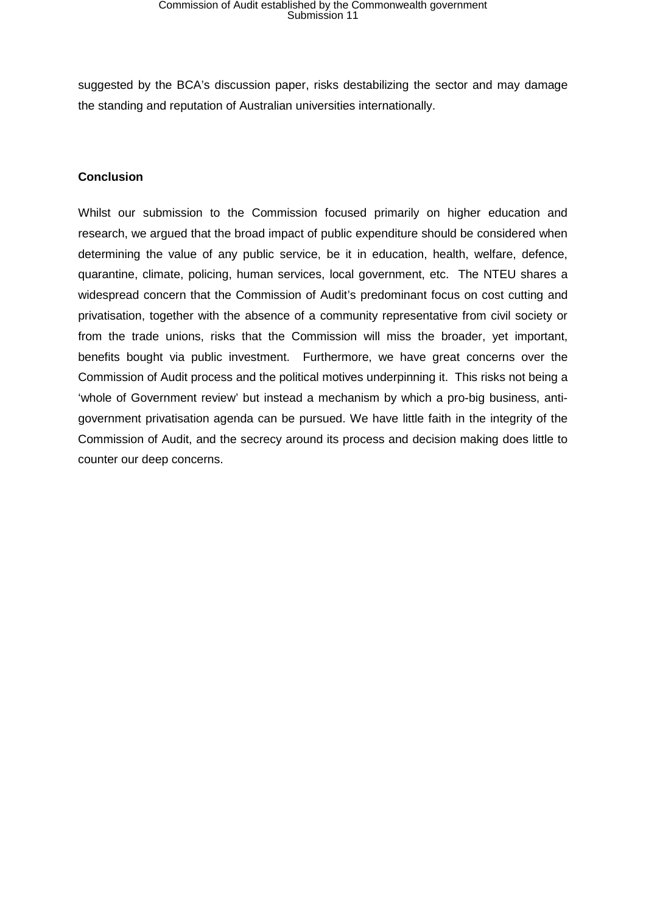suggested by the BCA's discussion paper, risks destabilizing the sector and may damage the standing and reputation of Australian universities internationally.

**Conclusion**

Whilst our submission to the Commission focused primarily on higher education and research, we argued that the broad impact of public expenditure should be considered when determining the value of any public service, be it in education, health, welfare, defence, quarantine, climate, policing, human services, local government, etc. The NTEU shares a widespread concern that the Commission of Audit's predominant focus on cost cutting and privatisation, together with the absence of a community representative from civil society or from the trade unions, risks that the Commission will miss the broader, yet important, benefits bought via public investment. Furthermore, we have great concerns over the Commission of Audit process and the political motives underpinning it. This risks not being a 'whole of Government review' but instead a mechanism by which a pro-big business, anti-government privatisation agenda can be pursued. We have little faith in the integrity of the Commission of Audit, and the secrecy around its process and decision making does little to counter our deep concerns.